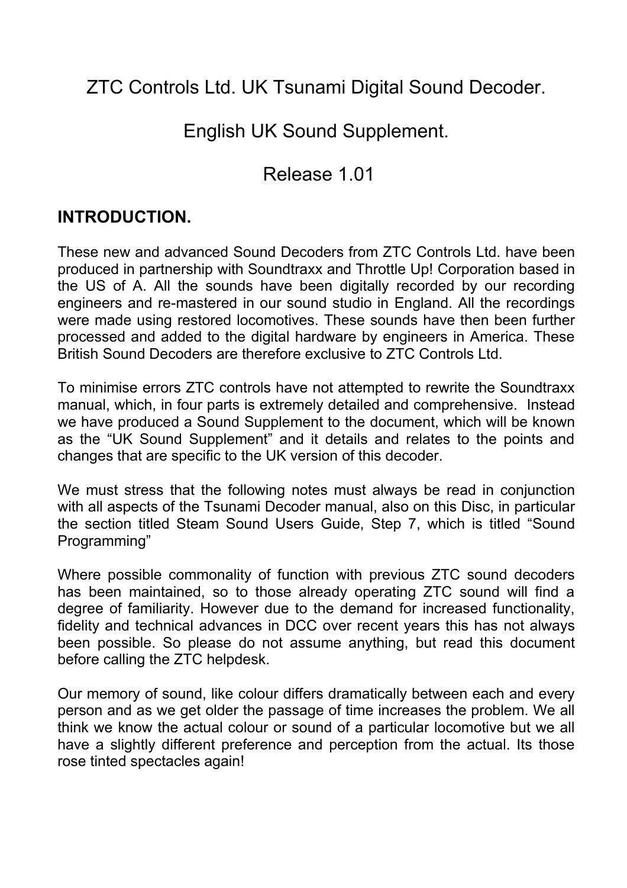# ZTC Controls Ltd. UK Tsunami Digital Sound Decoder.

# English UK Sound Supplement.

# Release 1.01

## INTRODUCTION.

These new and advanced Sound Decoders from ZTC Controls Ltd. have been produced in partnership with Soundtraxx and Throttle Up! Corporation based in the US of A. All the sounds have been digitally recorded by our recording engineers and re-mastered in our sound studio in England. All the recordings were made using restored locomotives. These sounds have then been further processed and added to the digital hardware by engineers in America. These British Sound Decoders are therefore exclusive to ZTC Controls Ltd.

To minimise errors ZTC controls have not attempted to rewrite the Soundtraxx manual, which, in four parts is extremely detailed and comprehensive. Instead we have produced a Sound Supplement to the document, which will be known as the "UK Sound Supplement" and it details and relates to the points and changes that are specific to the UK version of this decoder.

We must stress that the following notes must always be read in conjunction with all aspects of the Tsunami Decoder manual, also on this Disc, in particular the section titled Steam Sound Users Guide, Step 7, which is titled "Sound Programming"

Where possible commonality of function with previous ZTC sound decoders has been maintained, so to those already operating ZTC sound will find a degree of familiarity. However due to the demand for increased functionality, fidelity and technical advances in DCC over recent years this has not always been possible. So please do not assume anything, but read this document before calling the ZTC helpdesk.

Our memory of sound, like colour differs dramatically between each and every person and as we get older the passage of time increases the problem. We all think we know the actual colour or sound of a particular locomotive but we all have a slightly different preference and perception from the actual. Its those rose tinted spectacles again!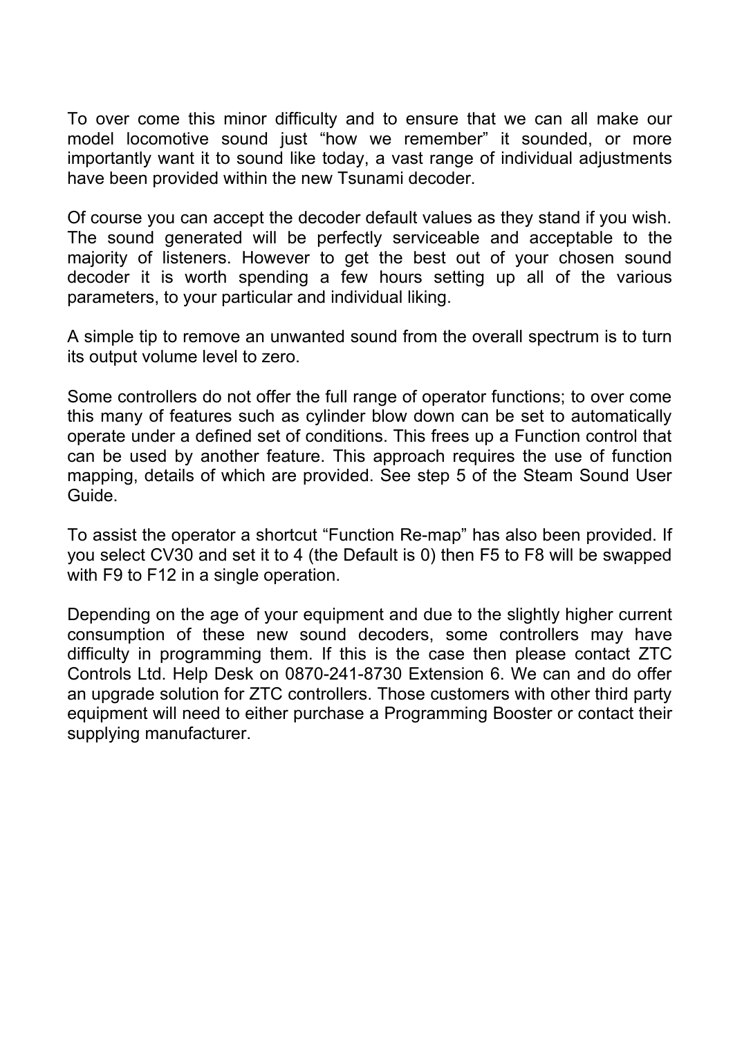To over come this minor difficulty and to ensure that we can all make our model locomotive sound just "how we remember" it sounded, or more importantly want it to sound like today, a vast range of individual adjustments have been provided within the new Tsunami decoder.

Of course you can accept the decoder default values as they stand if you wish. The sound generated will be perfectly serviceable and acceptable to the majority of listeners. However to get the best out of your chosen sound decoder it is worth spending a few hours setting up all of the various parameters, to your particular and individual liking.

A simple tip to remove an unwanted sound from the overall spectrum is to turn its output volume level to zero.

Some controllers do not offer the full range of operator functions; to over come this many of features such as cylinder blow down can be set to automatically operate under a defined set of conditions. This frees up a Function control that can be used by another feature. This approach requires the use of function mapping, details of which are provided. See step 5 of the Steam Sound User Guide.

To assist the operator a shortcut "Function Re-map" has also been provided. If you select CV30 and set it to 4 (the Default is 0) then F5 to F8 will be swapped with F9 to F12 in a single operation.

Depending on the age of your equipment and due to the slightly higher current consumption of these new sound decoders, some controllers may have difficulty in programming them. If this is the case then please contact ZTC Controls Ltd. Help Desk on 0870-241-8730 Extension 6. We can and do offer an upgrade solution for ZTC controllers. Those customers with other third party equipment will need to either purchase a Programming Booster or contact their supplying manufacturer.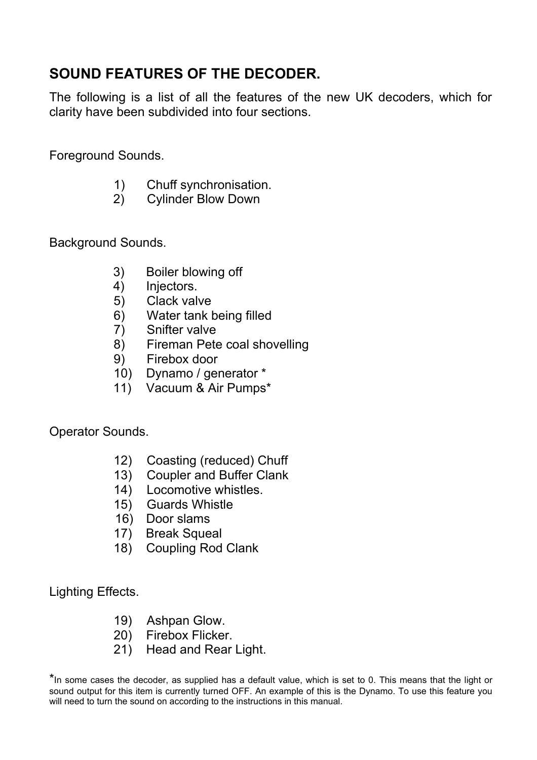## SOUND FEATURES OF THE DECODER.

The following is a list of all the features of the new UK decoders, which for clarity have been subdivided into four sections.

Foreground Sounds.

1) Chuff synchronisation.
2) Cylinder Blow Down

Background Sounds.

3) Boiler blowing off
4) Injectors.
5) Clack valve
6) Water tank being filled
7) Snifter valve
8) Fireman Pete coal shovelling
9) Firebox door
10) Dynamo / generator *
11) Vacuum & Air Pumps*

Operator Sounds.

12) Coasting (reduced) Chuff
13) Coupler and Buffer Clank
14) Locomotive whistles.
15) Guards Whistle
16) Door slams
17) Break Squeal
18) Coupling Rod Clank

Lighting Effects.

19) Ashpan Glow.
20) Firebox Flicker.
21) Head and Rear Light.

*In some cases the decoder, as supplied has a default value, which is set to 0. This means that the light or sound output for this item is currently turned OFF. An example of this is the Dynamo. To use this feature you will need to turn the sound on according to the instructions in this manual.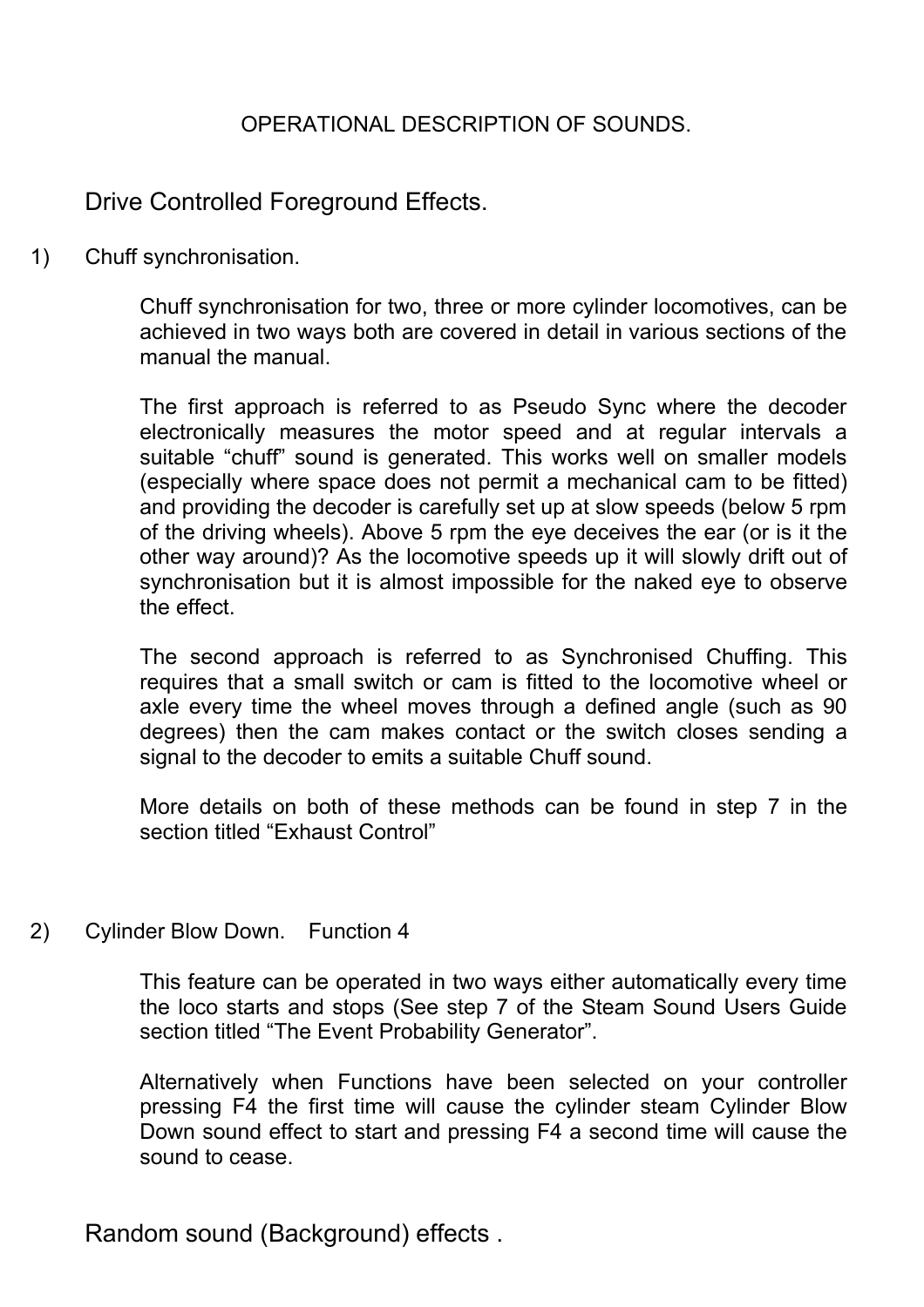# OPERATIONAL DESCRIPTION OF SOUNDS.

## Drive Controlled Foreground Effects.

1) Chuff synchronisation.

Chuff synchronisation for two, three or more cylinder locomotives, can be achieved in two ways both are covered in detail in various sections of the manual the manual.

The first approach is referred to as Pseudo Sync where the decoder electronically measures the motor speed and at regular intervals a suitable “chuff” sound is generated. This works well on smaller models (especially where space does not permit a mechanical cam to be fitted) and providing the decoder is carefully set up at slow speeds (below 5 rpm of the driving wheels). Above 5 rpm the eye deceives the ear (or is it the other way around)? As the locomotive speeds up it will slowly drift out of synchronisation but it is almost impossible for the naked eye to observe the effect.

The second approach is referred to as Synchronised Chuffing. This requires that a small switch or cam is fitted to the locomotive wheel or axle every time the wheel moves through a defined angle (such as 90 degrees) then the cam makes contact or the switch closes sending a signal to the decoder to emits a suitable Chuff sound.

More details on both of these methods can be found in step 7 in the section titled “Exhaust Control”

2) Cylinder Blow Down. Function 4

This feature can be operated in two ways either automatically every time the loco starts and stops (See step 7 of the Steam Sound Users Guide section titled “The Event Probability Generator”.

Alternatively when Functions have been selected on your controller pressing F4 the first time will cause the cylinder steam Cylinder Blow Down sound effect to start and pressing F4 a second time will cause the sound to cease.

## Random sound (Background) effects .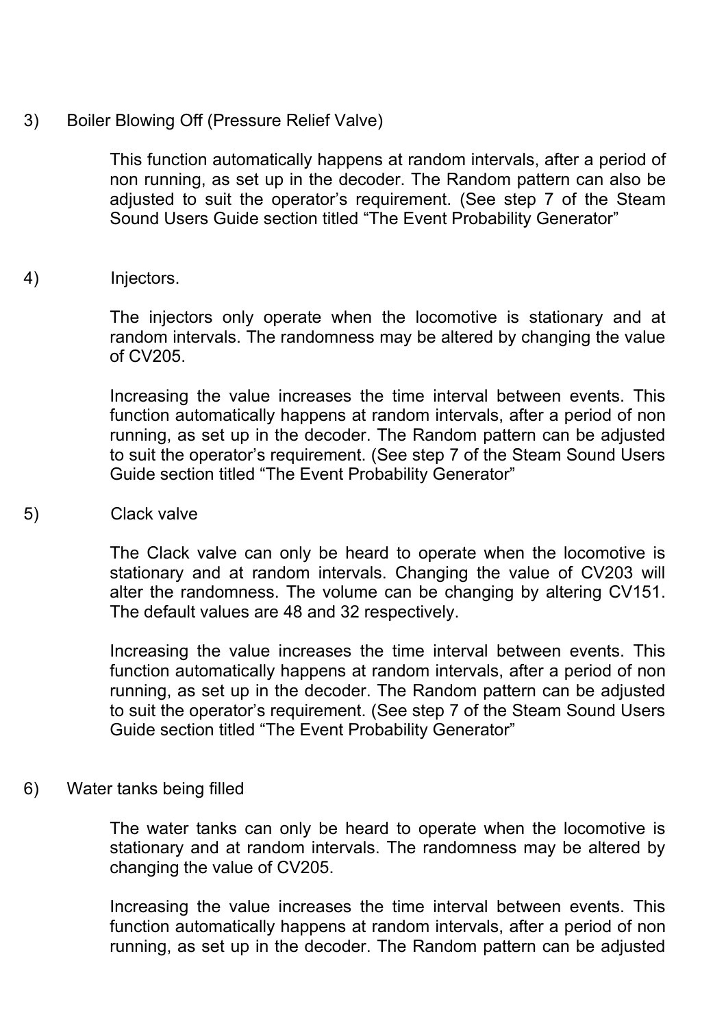3) Boiler Blowing Off (Pressure Relief Valve)

This function automatically happens at random intervals, after a period of non running, as set up in the decoder. The Random pattern can also be adjusted to suit the operator's requirement. (See step 7 of the Steam Sound Users Guide section titled "The Event Probability Generator"

4) Injectors.

The injectors only operate when the locomotive is stationary and at random intervals. The randomness may be altered by changing the value of CV205.

Increasing the value increases the time interval between events. This function automatically happens at random intervals, after a period of non running, as set up in the decoder. The Random pattern can be adjusted to suit the operator's requirement. (See step 7 of the Steam Sound Users Guide section titled "The Event Probability Generator"

5) Clack valve

The Clack valve can only be heard to operate when the locomotive is stationary and at random intervals. Changing the value of CV203 will alter the randomness. The volume can be changing by altering CV151. The default values are 48 and 32 respectively.

Increasing the value increases the time interval between events. This function automatically happens at random intervals, after a period of non running, as set up in the decoder. The Random pattern can be adjusted to suit the operator's requirement. (See step 7 of the Steam Sound Users Guide section titled "The Event Probability Generator"

6) Water tanks being filled

The water tanks can only be heard to operate when the locomotive is stationary and at random intervals. The randomness may be altered by changing the value of CV205.

Increasing the value increases the time interval between events. This function automatically happens at random intervals, after a period of non running, as set up in the decoder. The Random pattern can be adjusted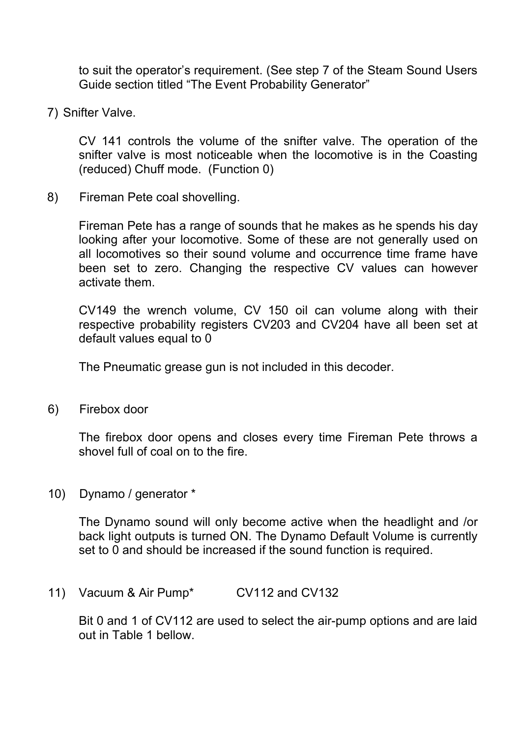to suit the operator's requirement. (See step 7 of the Steam Sound Users Guide section titled "The Event Probability Generator"

7) Snifter Valve.

CV 141 controls the volume of the snifter valve. The operation of the snifter valve is most noticeable when the locomotive is in the Coasting (reduced) Chuff mode. (Function 0)

8) Fireman Pete coal shovelling.

Fireman Pete has a range of sounds that he makes as he spends his day looking after your locomotive. Some of these are not generally used on all locomotives so their sound volume and occurrence time frame have been set to zero. Changing the respective CV values can however activate them.

CV149 the wrench volume, CV 150 oil can volume along with their respective probability registers CV203 and CV204 have all been set at default values equal to 0

The Pneumatic grease gun is not included in this decoder.

6) Firebox door

The firebox door opens and closes every time Fireman Pete throws a shovel full of coal on to the fire.

10) Dynamo / generator *

The Dynamo sound will only become active when the headlight and /or back light outputs is turned ON. The Dynamo Default Volume is currently set to 0 and should be increased if the sound function is required.

11) Vacuum & Air Pump* CV112 and CV132

Bit 0 and 1 of CV112 are used to select the air-pump options and are laid out in Table 1 bellow.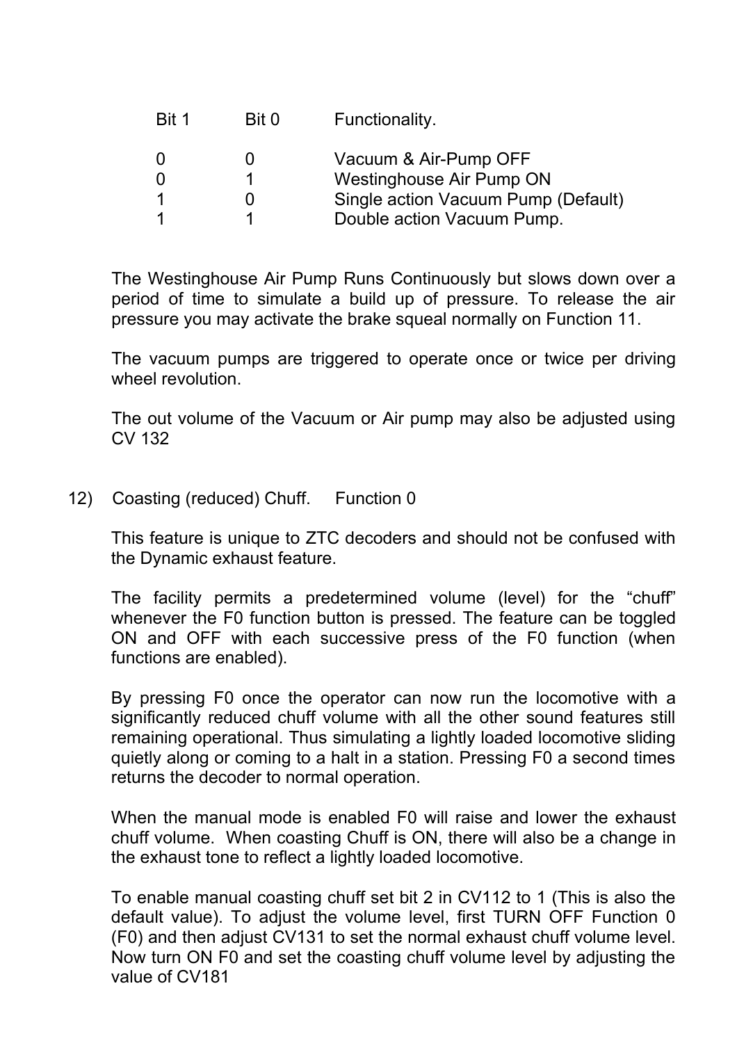| Bit 1 | Bit 0 | Functionality. |
|---|---|---|
| 0 | 0 | Vacuum & Air-Pump OFF |
| 0 | 1 | Westinghouse Air Pump ON |
| 1 | 0 | Single action Vacuum Pump (Default) |
| 1 | 1 | Double action Vacuum Pump. |

The Westinghouse Air Pump Runs Continuously but slows down over a period of time to simulate a build up of pressure. To release the air pressure you may activate the brake squeal normally on Function 11.

The vacuum pumps are triggered to operate once or twice per driving wheel revolution.

The out volume of the Vacuum or Air pump may also be adjusted using CV 132

12) Coasting (reduced) Chuff. Function 0

This feature is unique to ZTC decoders and should not be confused with the Dynamic exhaust feature.

The facility permits a predetermined volume (level) for the "chuff" whenever the F0 function button is pressed. The feature can be toggled ON and OFF with each successive press of the F0 function (when functions are enabled).

By pressing F0 once the operator can now run the locomotive with a significantly reduced chuff volume with all the other sound features still remaining operational. Thus simulating a lightly loaded locomotive sliding quietly along or coming to a halt in a station. Pressing F0 a second times returns the decoder to normal operation.

When the manual mode is enabled F0 will raise and lower the exhaust chuff volume. When coasting Chuff is ON, there will also be a change in the exhaust tone to reflect a lightly loaded locomotive.

To enable manual coasting chuff set bit 2 in CV112 to 1 (This is also the default value). To adjust the volume level, first TURN OFF Function 0 (F0) and then adjust CV131 to set the normal exhaust chuff volume level. Now turn ON F0 and set the coasting chuff volume level by adjusting the value of CV181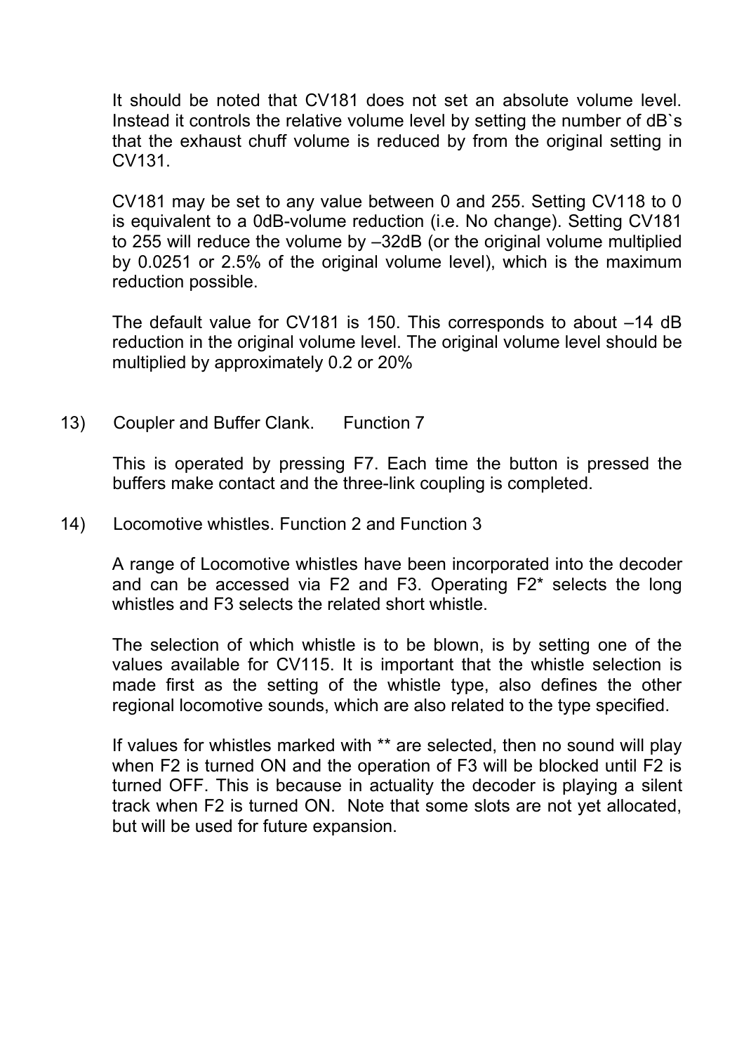It should be noted that CV181 does not set an absolute volume level. Instead it controls the relative volume level by setting the number of dB`s that the exhaust chuff volume is reduced by from the original setting in CV131.

CV181 may be set to any value between 0 and 255. Setting CV118 to 0 is equivalent to a 0dB-volume reduction (i.e. No change). Setting CV181 to 255 will reduce the volume by –32dB (or the original volume multiplied by 0.0251 or 2.5% of the original volume level), which is the maximum reduction possible.

The default value for CV181 is 150. This corresponds to about –14 dB reduction in the original volume level. The original volume level should be multiplied by approximately 0.2 or 20%

13) Coupler and Buffer Clank. Function 7

This is operated by pressing F7. Each time the button is pressed the buffers make contact and the three-link coupling is completed.

14) Locomotive whistles. Function 2 and Function 3

A range of Locomotive whistles have been incorporated into the decoder and can be accessed via F2 and F3. Operating F2* selects the long whistles and F3 selects the related short whistle.

The selection of which whistle is to be blown, is by setting one of the values available for CV115. It is important that the whistle selection is made first as the setting of the whistle type, also defines the other regional locomotive sounds, which are also related to the type specified.

If values for whistles marked with ** are selected, then no sound will play when F2 is turned ON and the operation of F3 will be blocked until F2 is turned OFF. This is because in actuality the decoder is playing a silent track when F2 is turned ON. Note that some slots are not yet allocated, but will be used for future expansion.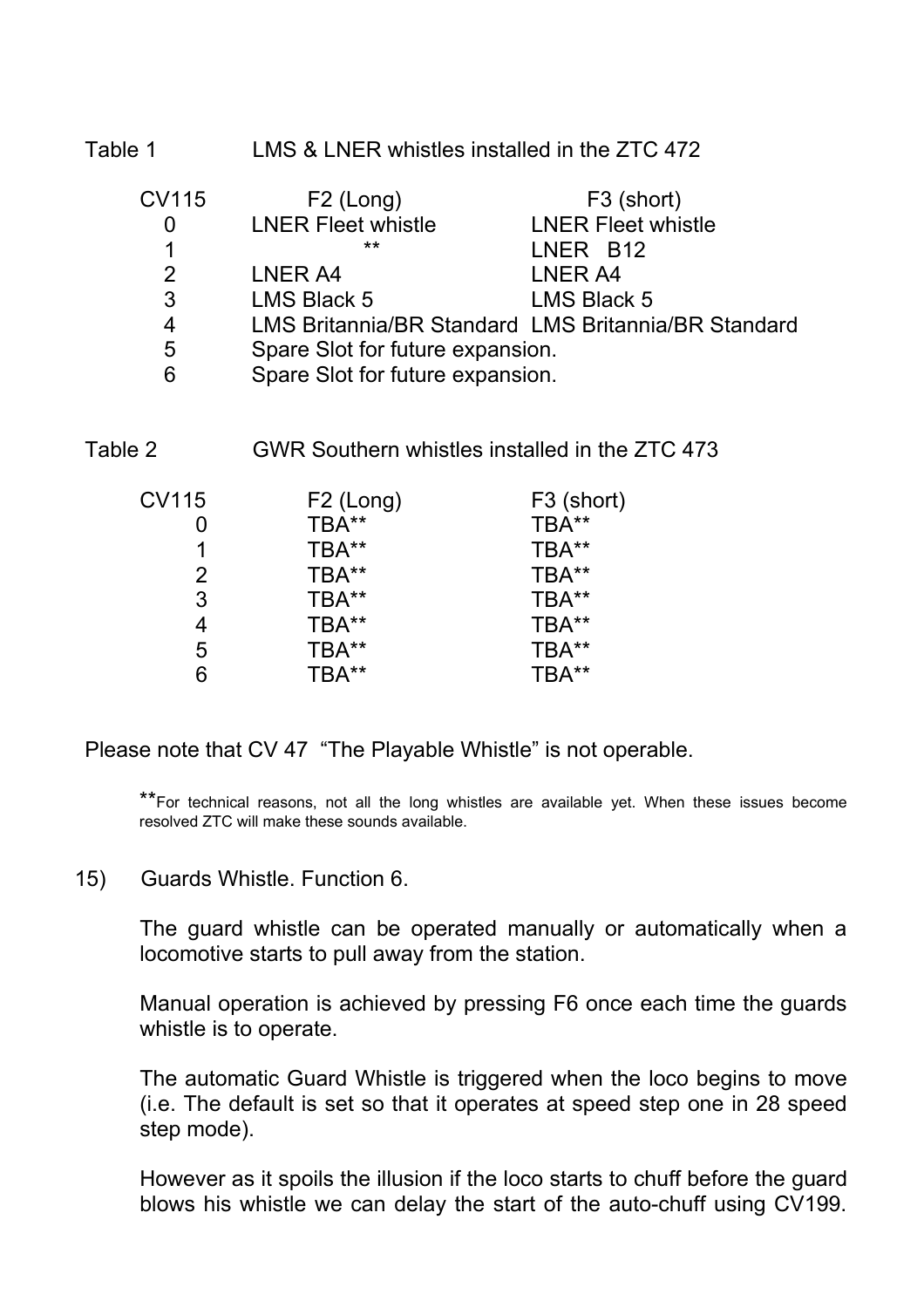Table 1 LMS & LNER whistles installed in the ZTC 472

| CV115 | F2 (Long) | F3 (short) |
|---|---|---|
| 0 | LNER Fleet whistle | LNER Fleet whistle |
| 1 | ** | LNER B12 |
| 2 | LNER A4 | LNER A4 |
| 3 | LMS Black 5 | LMS Black 5 |
| 4 | LMS Britannia/BR Standard | LMS Britannia/BR Standard |
| 5 | Spare Slot for future expansion. | |
| 6 | Spare Slot for future expansion. | |

Table 2 GWR Southern whistles installed in the ZTC 473

| CV115 | F2 (Long) | F3 (short) |
|---|---|---|
| 0 | TBA** | TBA** |
| 1 | TBA** | TBA** |
| 2 | TBA** | TBA** |
| 3 | TBA** | TBA** |
| 4 | TBA** | TBA** |
| 5 | TBA** | TBA** |
| 6 | TBA** | TBA** |

Please note that CV 47 "The Playable Whistle" is not operable.

**For technical reasons, not all the long whistles are available yet. When these issues become resolved ZTC will make these sounds available.

15) Guards Whistle. Function 6.

The guard whistle can be operated manually or automatically when a locomotive starts to pull away from the station.

Manual operation is achieved by pressing F6 once each time the guards whistle is to operate.

The automatic Guard Whistle is triggered when the loco begins to move (i.e. The default is set so that it operates at speed step one in 28 speed step mode).

However as it spoils the illusion if the loco starts to chuff before the guard blows his whistle we can delay the start of the auto-chuff using CV199.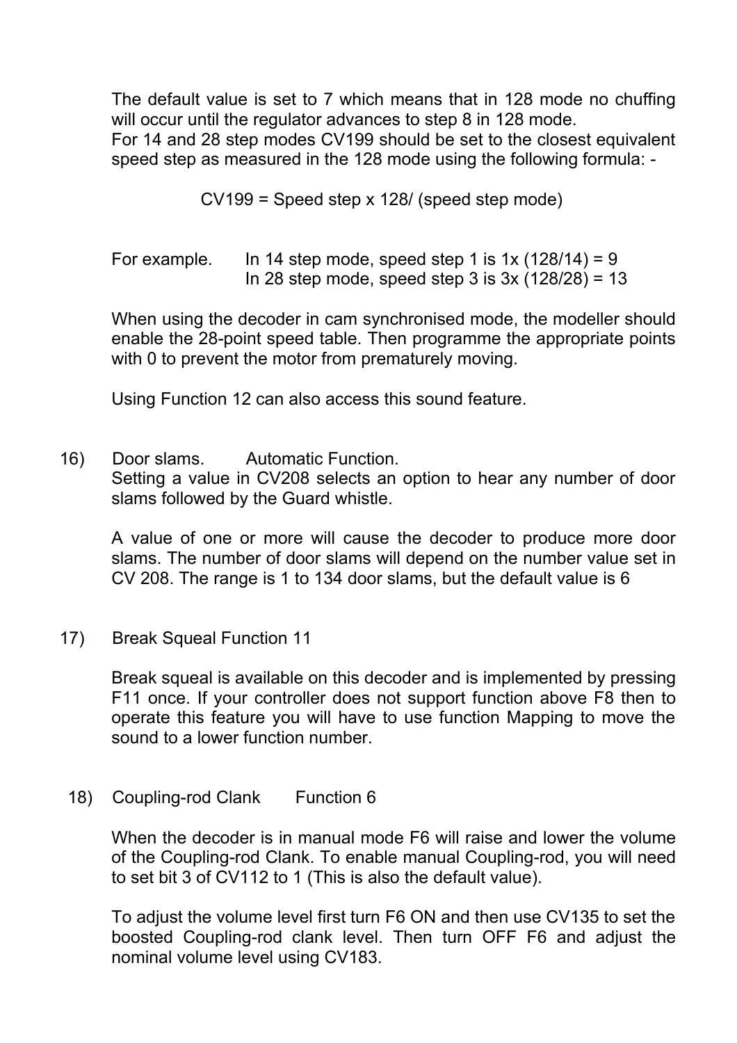The default value is set to 7 which means that in 128 mode no chuffing will occur until the regulator advances to step 8 in 128 mode.
For 14 and 28 step modes CV199 should be set to the closest equivalent speed step as measured in the 128 mode using the following formula: -

CV199 = Speed step x 128/ (speed step mode)

For example. In 14 step mode, speed step 1 is 1x (128/14) = 9
In 28 step mode, speed step 3 is 3x (128/28) = 13

When using the decoder in cam synchronised mode, the modeller should enable the 28-point speed table. Then programme the appropriate points with 0 to prevent the motor from prematurely moving.

Using Function 12 can also access this sound feature.

16) Door slams. Automatic Function.
Setting a value in CV208 selects an option to hear any number of door slams followed by the Guard whistle.

A value of one or more will cause the decoder to produce more door slams. The number of door slams will depend on the number value set in CV 208. The range is 1 to 134 door slams, but the default value is 6

17) Break Squeal Function 11

Break squeal is available on this decoder and is implemented by pressing F11 once. If your controller does not support function above F8 then to operate this feature you will have to use function Mapping to move the sound to a lower function number.

18) Coupling-rod Clank Function 6

When the decoder is in manual mode F6 will raise and lower the volume of the Coupling-rod Clank. To enable manual Coupling-rod, you will need to set bit 3 of CV112 to 1 (This is also the default value).

To adjust the volume level first turn F6 ON and then use CV135 to set the boosted Coupling-rod clank level. Then turn OFF F6 and adjust the nominal volume level using CV183.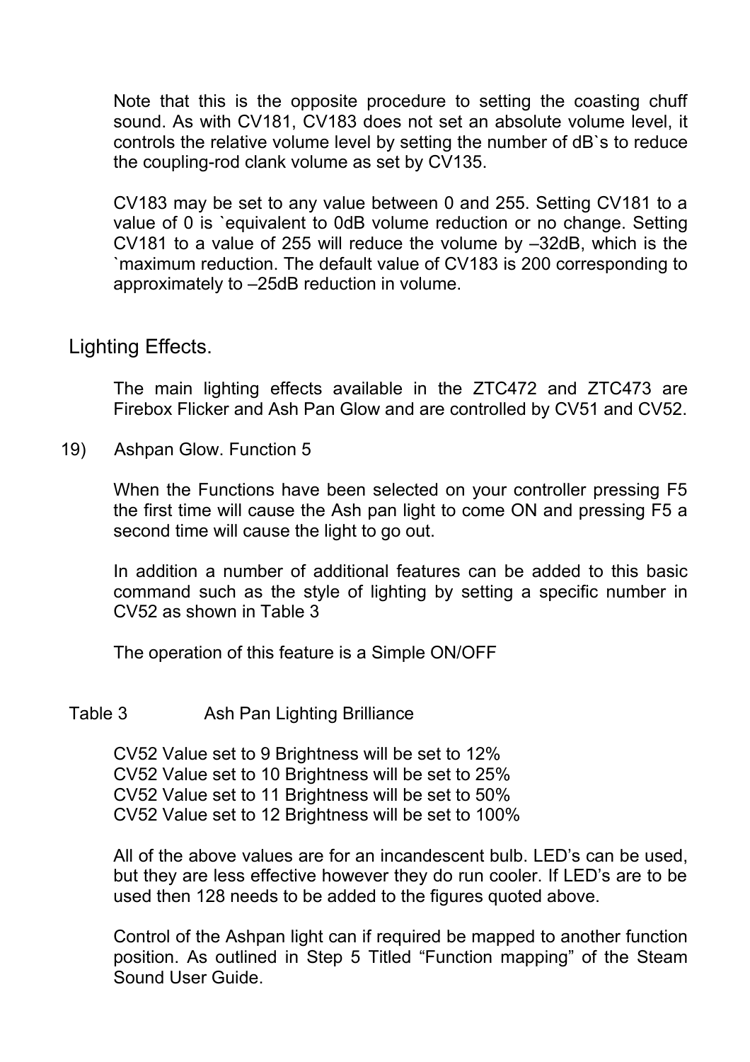Note that this is the opposite procedure to setting the coasting chuff sound. As with CV181, CV183 does not set an absolute volume level, it controls the relative volume level by setting the number of dB`s to reduce the coupling-rod clank volume as set by CV135.

CV183 may be set to any value between 0 and 255. Setting CV181 to a value of 0 is `equivalent to 0dB volume reduction or no change. Setting CV181 to a value of 255 will reduce the volume by –32dB, which is the `maximum reduction. The default value of CV183 is 200 corresponding to approximately to –25dB reduction in volume.

## Lighting Effects.

The main lighting effects available in the ZTC472 and ZTC473 are Firebox Flicker and Ash Pan Glow and are controlled by CV51 and CV52.

19) Ashpan Glow. Function 5

When the Functions have been selected on your controller pressing F5 the first time will cause the Ash pan light to come ON and pressing F5 a second time will cause the light to go out.

In addition a number of additional features can be added to this basic command such as the style of lighting by setting a specific number in CV52 as shown in Table 3

The operation of this feature is a Simple ON/OFF

Table 3 Ash Pan Lighting Brilliance

CV52 Value set to 9 Brightness will be set to 12%
CV52 Value set to 10 Brightness will be set to 25%
CV52 Value set to 11 Brightness will be set to 50%
CV52 Value set to 12 Brightness will be set to 100%

All of the above values are for an incandescent bulb. LED's can be used, but they are less effective however they do run cooler. If LED's are to be used then 128 needs to be added to the figures quoted above.

Control of the Ashpan light can if required be mapped to another function position. As outlined in Step 5 Titled "Function mapping" of the Steam Sound User Guide.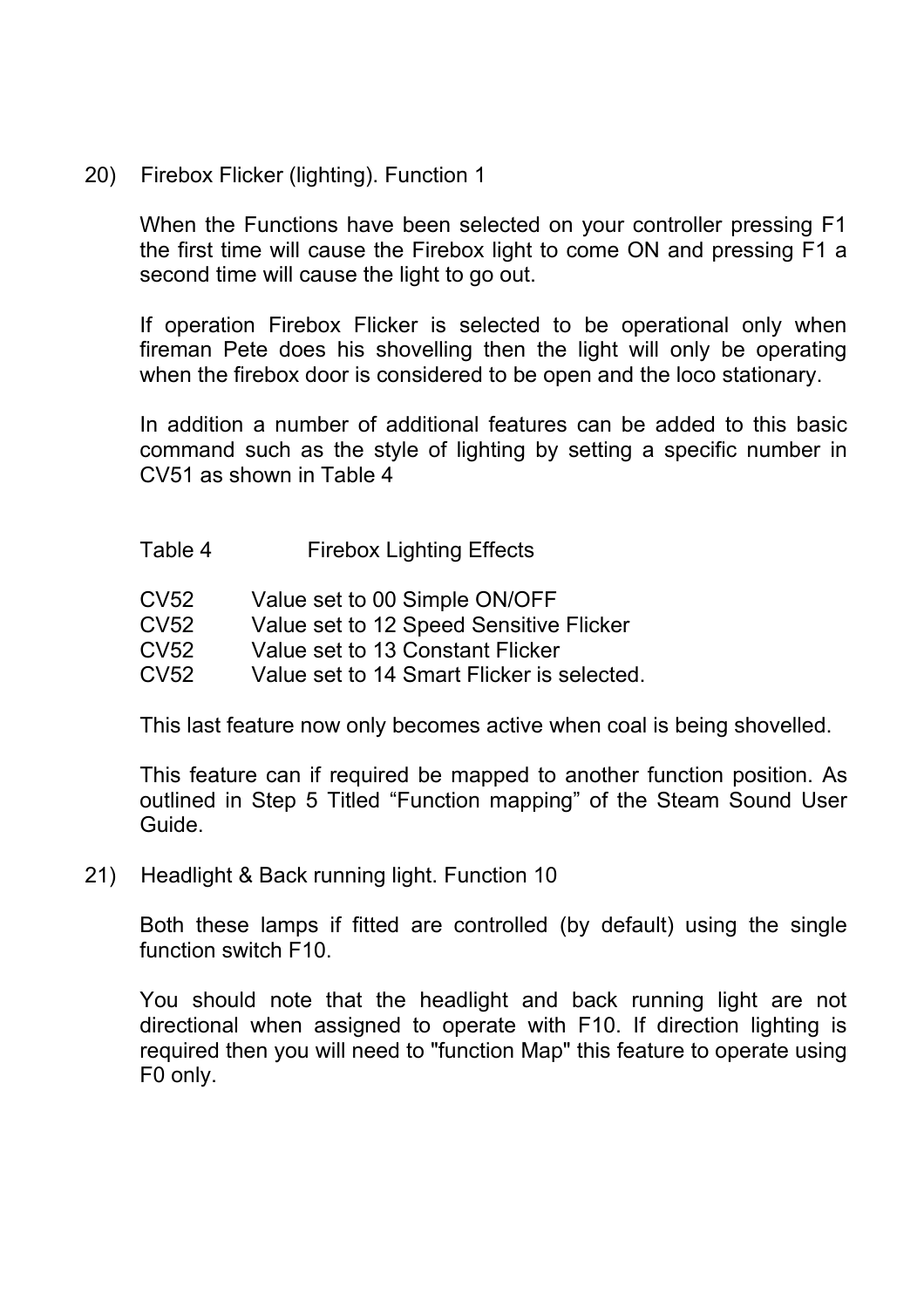20) Firebox Flicker (lighting). Function 1

When the Functions have been selected on your controller pressing F1 the first time will cause the Firebox light to come ON and pressing F1 a second time will cause the light to go out.

If operation Firebox Flicker is selected to be operational only when fireman Pete does his shovelling then the light will only be operating when the firebox door is considered to be open and the loco stationary.

In addition a number of additional features can be added to this basic command such as the style of lighting by setting a specific number in CV51 as shown in Table 4

Table 4 Firebox Lighting Effects

| | |
|---|---|
| CV52 | Value set to 00 Simple ON/OFF |
| CV52 | Value set to 12 Speed Sensitive Flicker |
| CV52 | Value set to 13 Constant Flicker |
| CV52 | Value set to 14 Smart Flicker is selected. |

This last feature now only becomes active when coal is being shovelled.

This feature can if required be mapped to another function position. As outlined in Step 5 Titled “Function mapping” of the Steam Sound User Guide.

21) Headlight & Back running light. Function 10

Both these lamps if fitted are controlled (by default) using the single function switch F10.

You should note that the headlight and back running light are not directional when assigned to operate with F10. If direction lighting is required then you will need to "function Map" this feature to operate using F0 only.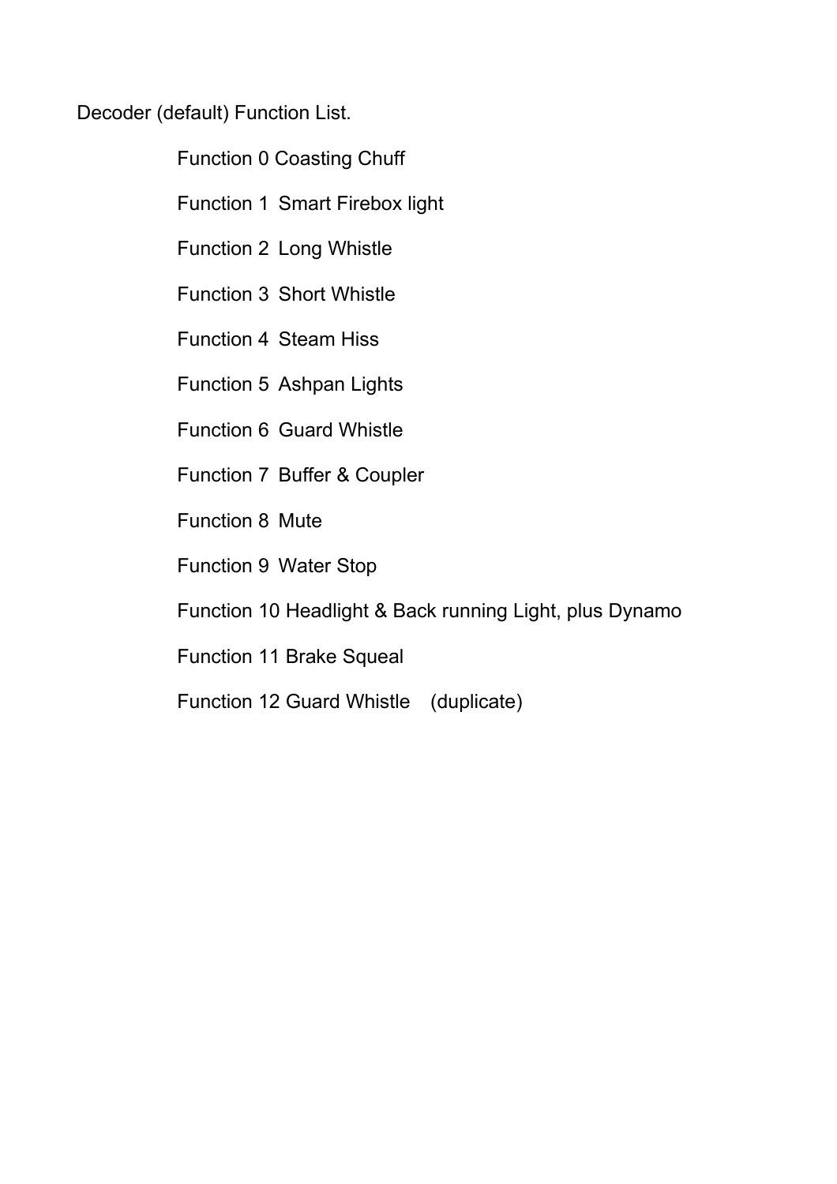Decoder (default) Function List.

Function 0 Coasting Chuff

Function 1 Smart Firebox light

Function 2 Long Whistle

Function 3 Short Whistle

Function 4 Steam Hiss

Function 5 Ashpan Lights

Function 6 Guard Whistle

Function 7 Buffer & Coupler

Function 8 Mute

Function 9 Water Stop

Function 10 Headlight & Back running Light, plus Dynamo

Function 11 Brake Squeal

Function 12 Guard Whistle (duplicate)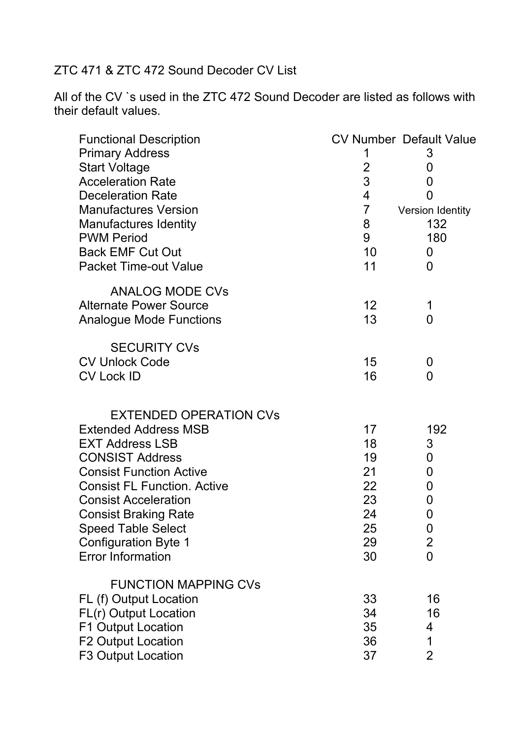ZTC 471 & ZTC 472 Sound Decoder CV List

All of the CV `s used in the ZTC 472 Sound Decoder are listed as follows with their default values.

| Functional Description | CV Number | Default Value |
|---|---|---|
| Primary Address | 1 | 3 |
| Start Voltage | 2 | 0 |
| Acceleration Rate | 3 | 0 |
| Deceleration Rate | 4 | 0 |
| Manufactures Version | 7 | Version Identity |
| Manufactures Identity | 8 | 132 |
| PWM Period | 9 | 180 |
| Back EMF Cut Out | 10 | 0 |
| Packet Time-out Value | 11 | 0 |
| **ANALOG MODE CVs** | | |
| Alternate Power Source | 12 | 1 |
| Analogue Mode Functions | 13 | 0 |
| **SECURITY CVs** | | |
| CV Unlock Code | 15 | 0 |
| CV Lock ID | 16 | 0 |
| **EXTENDED OPERATION CVs** | | |
| Extended Address MSB | 17 | 192 |
| EXT Address LSB | 18 | 3 |
| CONSIST Address | 19 | 0 |
| Consist Function Active | 21 | 0 |
| Consist FL Function. Active | 22 | 0 |
| Consist Acceleration | 23 | 0 |
| Consist Braking Rate | 24 | 0 |
| Speed Table Select | 25 | 0 |
| Configuration Byte 1 | 29 | 2 |
| Error Information | 30 | 0 |
| **FUNCTION MAPPING CVs** | | |
| FL (f) Output Location | 33 | 16 |
| FL(r) Output Location | 34 | 16 |
| F1 Output Location | 35 | 4 |
| F2 Output Location | 36 | 1 |
| F3 Output Location | 37 | 2 |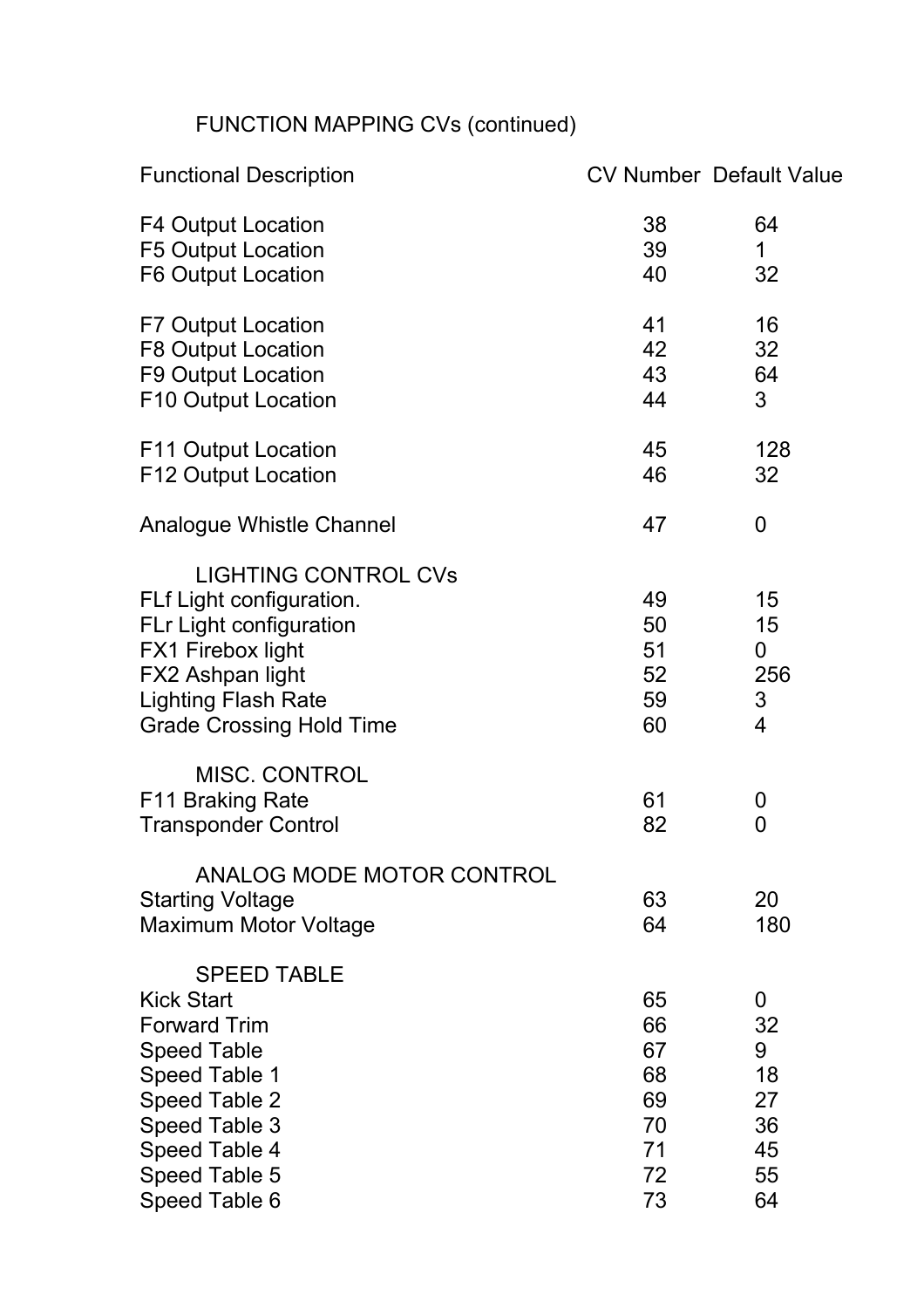## FUNCTION MAPPING CVs (continued)

| Functional Description | CV Number | Default Value |
|---|---|---|
| F4 Output Location | 38 | 64 |
| F5 Output Location | 39 | 1 |
| F6 Output Location | 40 | 32 |
| F7 Output Location | 41 | 16 |
| F8 Output Location | 42 | 32 |
| F9 Output Location | 43 | 64 |
| F10 Output Location | 44 | 3 |
| F11 Output Location | 45 | 128 |
| F12 Output Location | 46 | 32 |
| Analogue Whistle Channel | 47 | 0 |
| **LIGHTING CONTROL CVs** | | |
| FLf Light configuration. | 49 | 15 |
| FLr Light configuration | 50 | 15 |
| FX1 Firebox light | 51 | 0 |
| FX2 Ashpan light | 52 | 256 |
| Lighting Flash Rate | 59 | 3 |
| Grade Crossing Hold Time | 60 | 4 |
| **MISC. CONTROL** | | |
| F11 Braking Rate | 61 | 0 |
| Transponder Control | 82 | 0 |
| **ANALOG MODE MOTOR CONTROL** | | |
| Starting Voltage | 63 | 20 |
| Maximum Motor Voltage | 64 | 180 |
| **SPEED TABLE** | | |
| Kick Start | 65 | 0 |
| Forward Trim | 66 | 32 |
| Speed Table | 67 | 9 |
| Speed Table 1 | 68 | 18 |
| Speed Table 2 | 69 | 27 |
| Speed Table 3 | 70 | 36 |
| Speed Table 4 | 71 | 45 |
| Speed Table 5 | 72 | 55 |
| Speed Table 6 | 73 | 64 |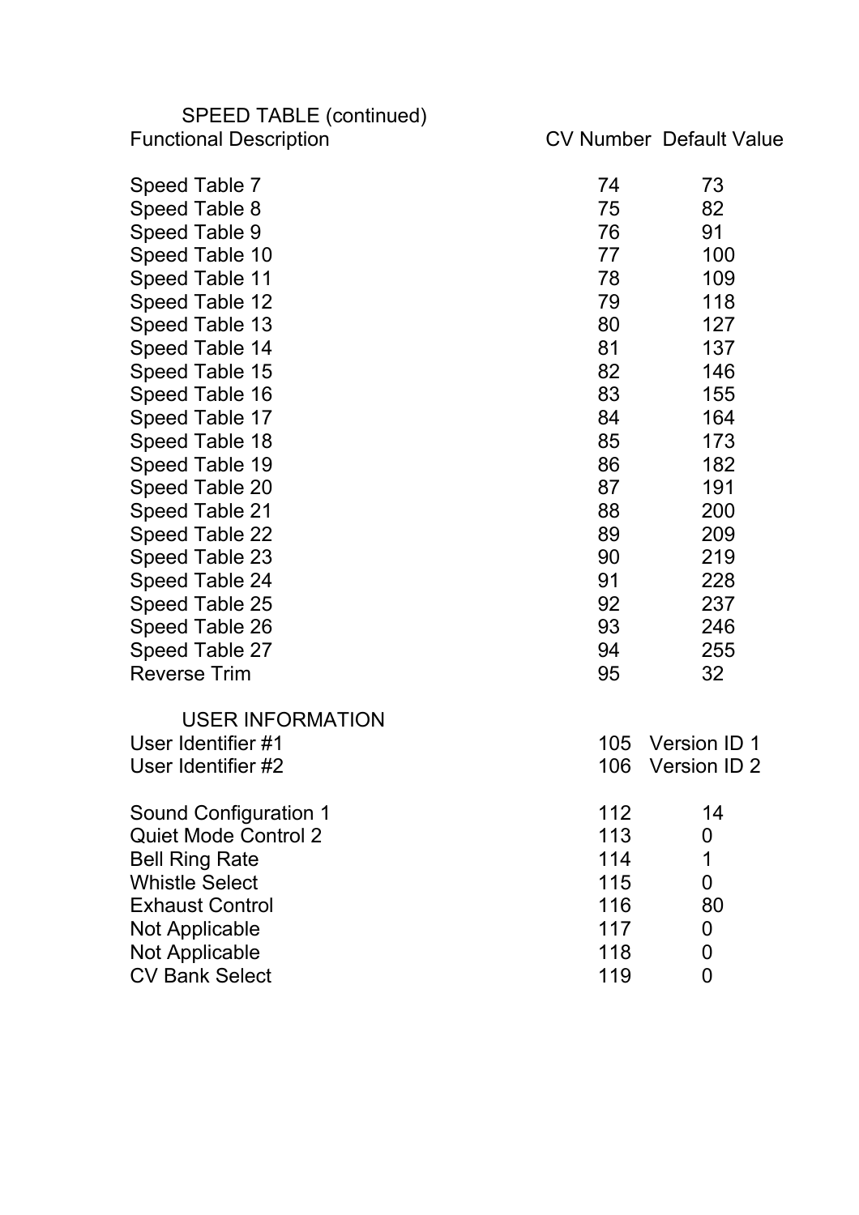### SPEED TABLE (continued)

| Functional Description | CV Number | Default Value |
|---|---|---|
| Speed Table 7 | 74 | 73 |
| Speed Table 8 | 75 | 82 |
| Speed Table 9 | 76 | 91 |
| Speed Table 10 | 77 | 100 |
| Speed Table 11 | 78 | 109 |
| Speed Table 12 | 79 | 118 |
| Speed Table 13 | 80 | 127 |
| Speed Table 14 | 81 | 137 |
| Speed Table 15 | 82 | 146 |
| Speed Table 16 | 83 | 155 |
| Speed Table 17 | 84 | 164 |
| Speed Table 18 | 85 | 173 |
| Speed Table 19 | 86 | 182 |
| Speed Table 20 | 87 | 191 |
| Speed Table 21 | 88 | 200 |
| Speed Table 22 | 89 | 209 |
| Speed Table 23 | 90 | 219 |
| Speed Table 24 | 91 | 228 |
| Speed Table 25 | 92 | 237 |
| Speed Table 26 | 93 | 246 |
| Speed Table 27 | 94 | 255 |
| Reverse Trim | 95 | 32 |

### USER INFORMATION

| Functional Description | CV Number | Default Value |
|---|---|---|
| User Identifier #1 | 105 | Version ID 1 |
| User Identifier #2 | 106 | Version ID 2 |
| Sound Configuration 1 | 112 | 14 |
| Quiet Mode Control 2 | 113 | 0 |
| Bell Ring Rate | 114 | 1 |
| Whistle Select | 115 | 0 |
| Exhaust Control | 116 | 80 |
| Not Applicable | 117 | 0 |
| Not Applicable | 118 | 0 |
| CV Bank Select | 119 | 0 |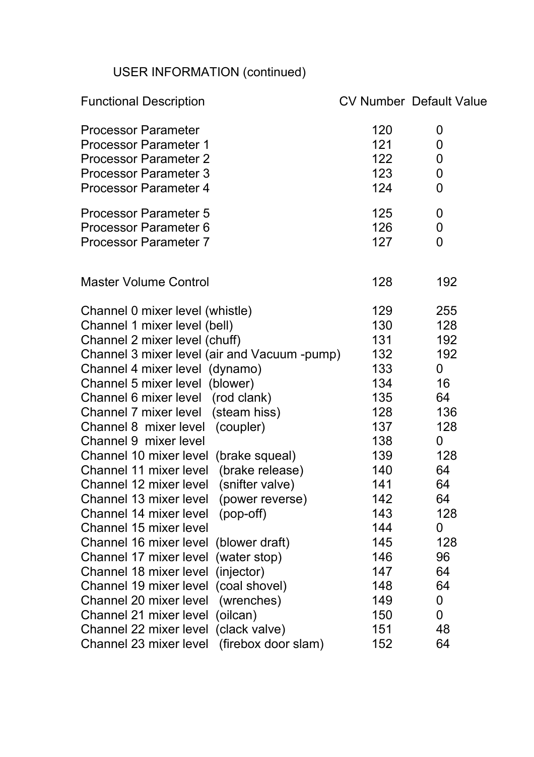USER INFORMATION (continued)

| Functional Description | CV Number | Default Value |
| --- | --- | --- |
| Processor Parameter | 120 | 0 |
| Processor Parameter 1 | 121 | 0 |
| Processor Parameter 2 | 122 | 0 |
| Processor Parameter 3 | 123 | 0 |
| Processor Parameter 4 | 124 | 0 |
| Processor Parameter 5 | 125 | 0 |
| Processor Parameter 6 | 126 | 0 |
| Processor Parameter 7 | 127 | 0 |
| Master Volume Control | 128 | 192 |
| Channel 0 mixer level (whistle) | 129 | 255 |
| Channel 1 mixer level (bell) | 130 | 128 |
| Channel 2 mixer level (chuff) | 131 | 192 |
| Channel 3 mixer level (air and Vacuum -pump) | 132 | 192 |
| Channel 4 mixer level (dynamo) | 133 | 0 |
| Channel 5 mixer level (blower) | 134 | 16 |
| Channel 6 mixer level (rod clank) | 135 | 64 |
| Channel 7 mixer level (steam hiss) | 128 | 136 |
| Channel 8 mixer level (coupler) | 137 | 128 |
| Channel 9 mixer level | 138 | 0 |
| Channel 10 mixer level (brake squeal) | 139 | 128 |
| Channel 11 mixer level (brake release) | 140 | 64 |
| Channel 12 mixer level (snifter valve) | 141 | 64 |
| Channel 13 mixer level (power reverse) | 142 | 64 |
| Channel 14 mixer level (pop-off) | 143 | 128 |
| Channel 15 mixer level | 144 | 0 |
| Channel 16 mixer level (blower draft) | 145 | 128 |
| Channel 17 mixer level (water stop) | 146 | 96 |
| Channel 18 mixer level (injector) | 147 | 64 |
| Channel 19 mixer level (coal shovel) | 148 | 64 |
| Channel 20 mixer level (wrenches) | 149 | 0 |
| Channel 21 mixer level (oilcan) | 150 | 0 |
| Channel 22 mixer level (clack valve) | 151 | 48 |
| Channel 23 mixer level (firebox door slam) | 152 | 64 |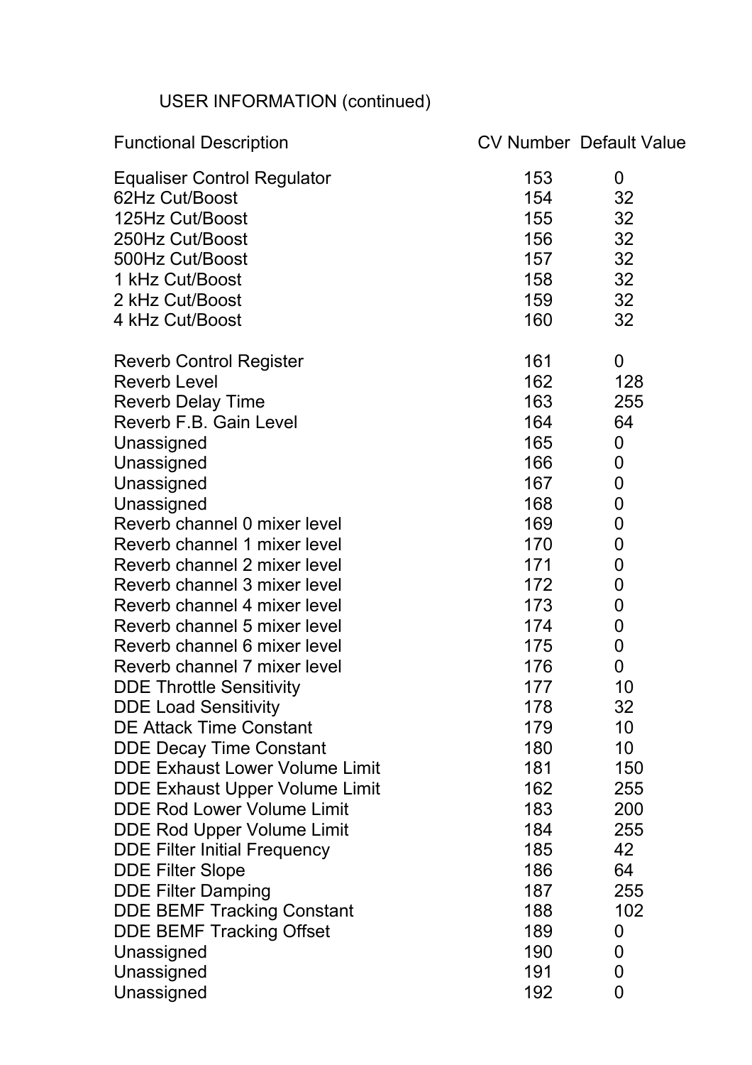USER INFORMATION (continued)

| Functional Description | CV Number | Default Value |
|---|---|---|
| Equaliser Control Regulator | 153 | 0 |
| 62Hz Cut/Boost | 154 | 32 |
| 125Hz Cut/Boost | 155 | 32 |
| 250Hz Cut/Boost | 156 | 32 |
| 500Hz Cut/Boost | 157 | 32 |
| 1 kHz Cut/Boost | 158 | 32 |
| 2 kHz Cut/Boost | 159 | 32 |
| 4 kHz Cut/Boost | 160 | 32 |
| | | |
| Reverb Control Register | 161 | 0 |
| Reverb Level | 162 | 128 |
| Reverb Delay Time | 163 | 255 |
| Reverb F.B. Gain Level | 164 | 64 |
| Unassigned | 165 | 0 |
| Unassigned | 166 | 0 |
| Unassigned | 167 | 0 |
| Unassigned | 168 | 0 |
| Reverb channel 0 mixer level | 169 | 0 |
| Reverb channel 1 mixer level | 170 | 0 |
| Reverb channel 2 mixer level | 171 | 0 |
| Reverb channel 3 mixer level | 172 | 0 |
| Reverb channel 4 mixer level | 173 | 0 |
| Reverb channel 5 mixer level | 174 | 0 |
| Reverb channel 6 mixer level | 175 | 0 |
| Reverb channel 7 mixer level | 176 | 0 |
| DDE Throttle Sensitivity | 177 | 10 |
| DDE Load Sensitivity | 178 | 32 |
| DE Attack Time Constant | 179 | 10 |
| DDE Decay Time Constant | 180 | 10 |
| DDE Exhaust Lower Volume Limit | 181 | 150 |
| DDE Exhaust Upper Volume Limit | 162 | 255 |
| DDE Rod Lower Volume Limit | 183 | 200 |
| DDE Rod Upper Volume Limit | 184 | 255 |
| DDE Filter Initial Frequency | 185 | 42 |
| DDE Filter Slope | 186 | 64 |
| DDE Filter Damping | 187 | 255 |
| DDE BEMF Tracking Constant | 188 | 102 |
| DDE BEMF Tracking Offset | 189 | 0 |
| Unassigned | 190 | 0 |
| Unassigned | 191 | 0 |
| Unassigned | 192 | 0 |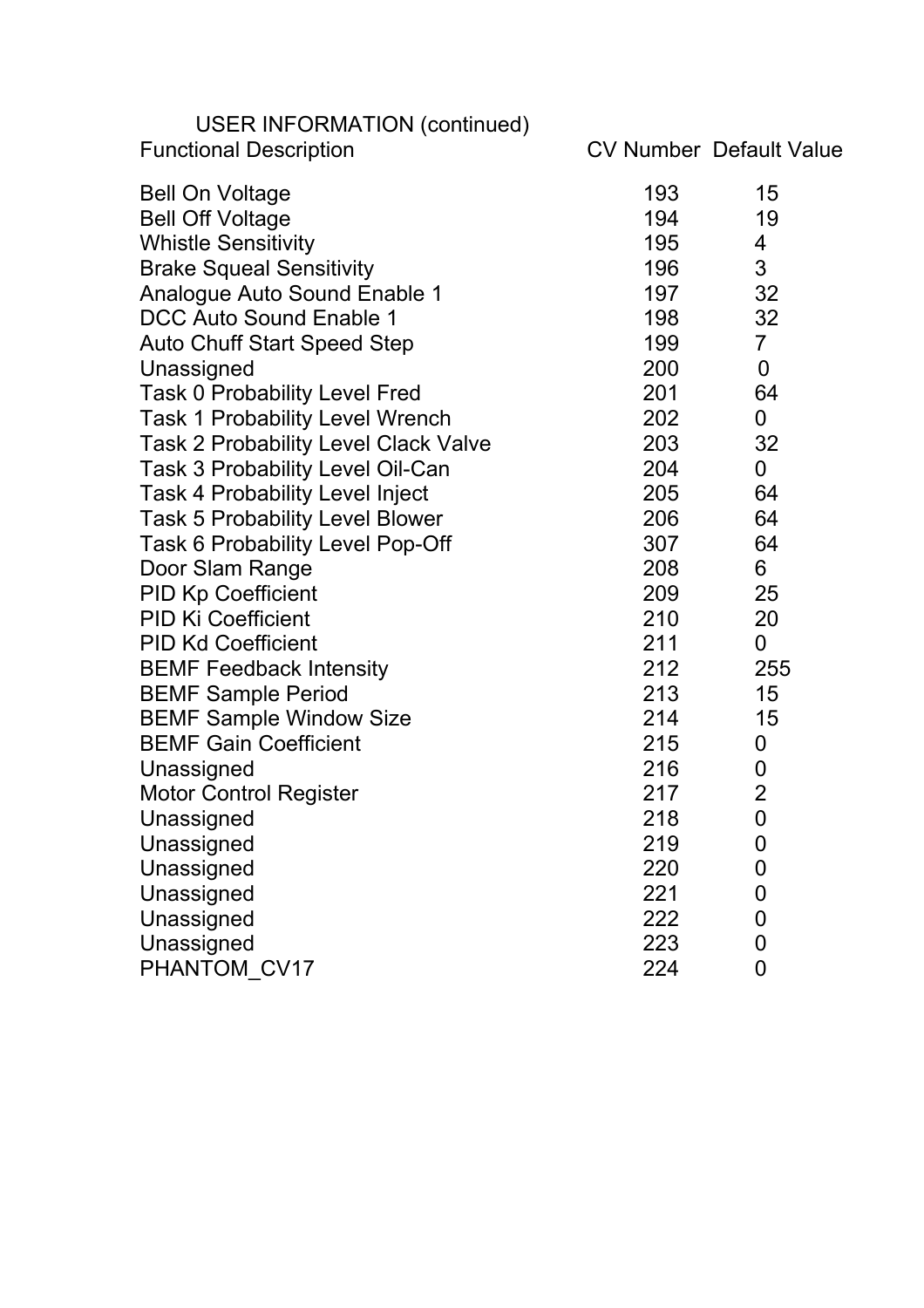USER INFORMATION (continued)

| Functional Description | CV Number | Default Value |
| --- | --- | --- |
| Bell On Voltage | 193 | 15 |
| Bell Off Voltage | 194 | 19 |
| Whistle Sensitivity | 195 | 4 |
| Brake Squeal Sensitivity | 196 | 3 |
| Analogue Auto Sound Enable 1 | 197 | 32 |
| DCC Auto Sound Enable 1 | 198 | 32 |
| Auto Chuff Start Speed Step | 199 | 7 |
| Unassigned | 200 | 0 |
| Task 0 Probability Level Fred | 201 | 64 |
| Task 1 Probability Level Wrench | 202 | 0 |
| Task 2 Probability Level Clack Valve | 203 | 32 |
| Task 3 Probability Level Oil-Can | 204 | 0 |
| Task 4 Probability Level Inject | 205 | 64 |
| Task 5 Probability Level Blower | 206 | 64 |
| Task 6 Probability Level Pop-Off | 307 | 64 |
| Door Slam Range | 208 | 6 |
| PID Kp Coefficient | 209 | 25 |
| PID Ki Coefficient | 210 | 20 |
| PID Kd Coefficient | 211 | 0 |
| BEMF Feedback Intensity | 212 | 255 |
| BEMF Sample Period | 213 | 15 |
| BEMF Sample Window Size | 214 | 15 |
| BEMF Gain Coefficient | 215 | 0 |
| Unassigned | 216 | 0 |
| Motor Control Register | 217 | 2 |
| Unassigned | 218 | 0 |
| Unassigned | 219 | 0 |
| Unassigned | 220 | 0 |
| Unassigned | 221 | 0 |
| Unassigned | 222 | 0 |
| Unassigned | 223 | 0 |
| PHANTOM_CV17 | 224 | 0 |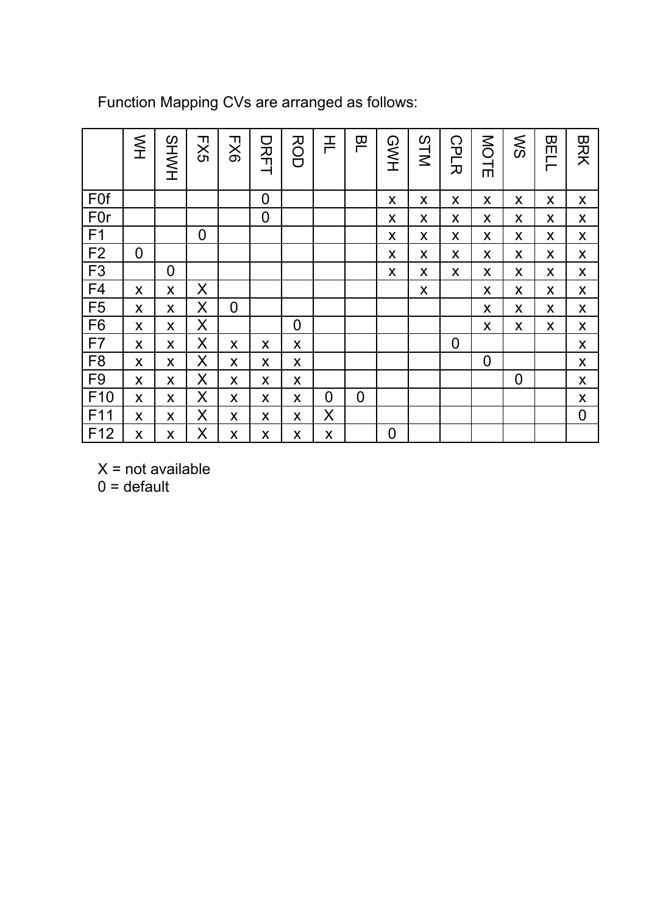Function Mapping CVs are arranged as follows:

| | WH | SHWH | FX5 | FX6 | DRFT | ROD | HL | BL | GWH | STM | CPLR | MOTE | WS | BELL | BRK |
|---|---|---|---|---|---|---|---|---|---|---|---|---|---|---|---|
| F0f | | | | | 0 | | | | x | x | x | x | x | x | x |
| F0r | | | | | 0 | | | | x | x | x | x | x | x | x |
| F1 | | | 0 | | | | | | x | x | x | x | x | x | x |
| F2 | 0 | | | | | | | | x | x | x | x | x | x | x |
| F3 | | 0 | | | | | | | x | x | x | x | x | x | x |
| F4 | x | x | X | | | | | | | x | | x | x | x | x |
| F5 | x | x | X | 0 | | | | | | | | x | x | x | x |
| F6 | x | x | X | | | 0 | | | | | | x | x | x | x |
| F7 | x | x | X | x | x | x | | | | | 0 | | | | x |
| F8 | x | x | X | x | x | x | | | | | | 0 | | | x |
| F9 | x | x | X | x | x | x | | | | | | | 0 | | x |
| F10 | x | x | X | x | x | x | 0 | 0 | | | | | | | x |
| F11 | x | x | X | x | x | x | X | | | | | | | | 0 |
| F12 | x | x | X | x | x | x | x | | 0 | | | | | | |

X = not available
0 = default